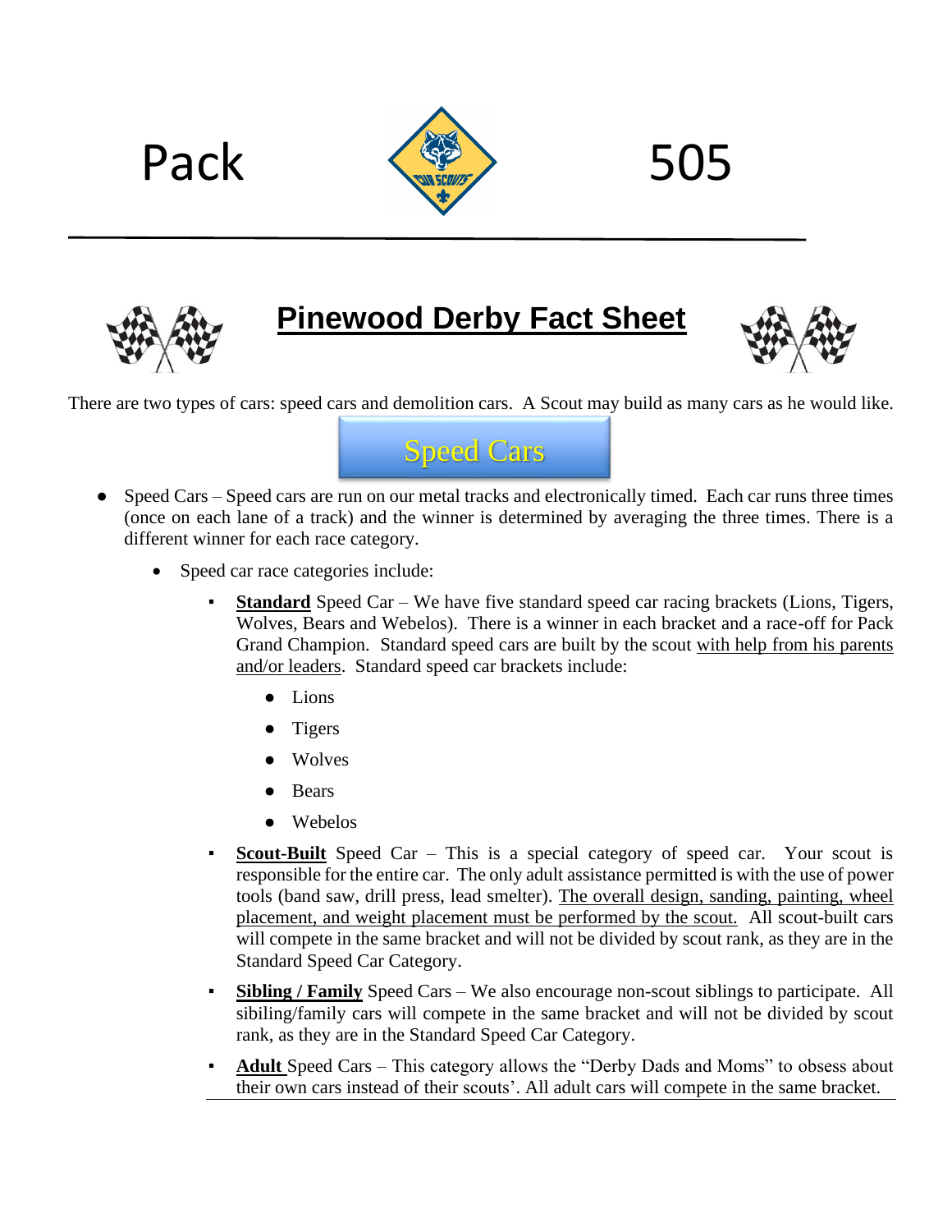# Pack 505

## Pinewood Derby Fact Sheet

There are two types of cars: speed cars and demolition cars. A Scout may build as many cars as he would like.

### Speed Cars

- Speed Cars – Speed cars are run on our metal tracks and electronically timed. Each car runs three times (once on each lane of a track) and the winner is determined by averaging the three times. There is a different winner for each race category.
  - Speed car race categories include:
    - **Standard** Speed Car – We have five standard speed car racing brackets (Lions, Tigers, Wolves, Bears and Webelos). There is a winner in each bracket and a race-off for Pack Grand Champion. Standard speed cars are built by the scout with help from his parents and/or leaders. Standard speed car brackets include:
      - Lions
      - Tigers
      - Wolves
      - Bears
      - Webelos
    - **Scout-Built** Speed Car – This is a special category of speed car. Your scout is responsible for the entire car. The only adult assistance permitted is with the use of power tools (band saw, drill press, lead smelter). The overall design, sanding, painting, wheel placement, and weight placement must be performed by the scout. All scout-built cars will compete in the same bracket and will not be divided by scout rank, as they are in the Standard Speed Car Category.
    - **Sibling / Family** Speed Cars – We also encourage non-scout siblings to participate. All sibiling/family cars will compete in the same bracket and will not be divided by scout rank, as they are in the Standard Speed Car Category.
    - **Adult** Speed Cars – This category allows the "Derby Dads and Moms" to obsess about their own cars instead of their scouts'. All adult cars will compete in the same bracket.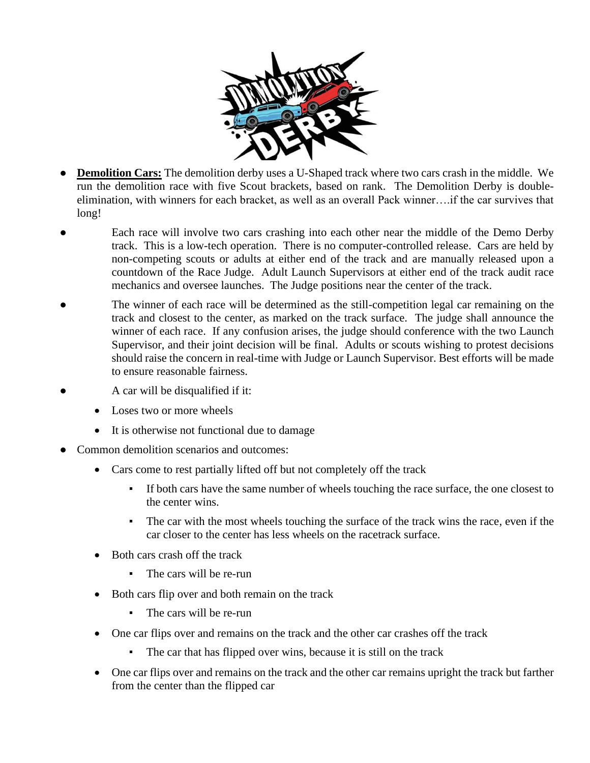- **Demolition Cars:** The demolition derby uses a U-Shaped track where two cars crash in the middle. We run the demolition race with five Scout brackets, based on rank. The Demolition Derby is double-elimination, with winners for each bracket, as well as an overall Pack winner….if the car survives that long!
- Each race will involve two cars crashing into each other near the middle of the Demo Derby track. This is a low-tech operation. There is no computer-controlled release. Cars are held by non-competing scouts or adults at either end of the track and are manually released upon a countdown of the Race Judge. Adult Launch Supervisors at either end of the track audit race mechanics and oversee launches. The Judge positions near the center of the track.
- The winner of each race will be determined as the still-competition legal car remaining on the track and closest to the center, as marked on the track surface. The judge shall announce the winner of each race. If any confusion arises, the judge should conference with the two Launch Supervisor, and their joint decision will be final. Adults or scouts wishing to protest decisions should raise the concern in real-time with Judge or Launch Supervisor. Best efforts will be made to ensure reasonable fairness.
- A car will be disqualified if it:
  - Loses two or more wheels
  - It is otherwise not functional due to damage
- Common demolition scenarios and outcomes:
  - Cars come to rest partially lifted off but not completely off the track
    - If both cars have the same number of wheels touching the race surface, the one closest to the center wins.
    - The car with the most wheels touching the surface of the track wins the race, even if the car closer to the center has less wheels on the racetrack surface.
  - Both cars crash off the track
    - The cars will be re-run
  - Both cars flip over and both remain on the track
    - The cars will be re-run
  - One car flips over and remains on the track and the other car crashes off the track
    - The car that has flipped over wins, because it is still on the track
  - One car flips over and remains on the track and the other car remains upright the track but farther from the center than the flipped car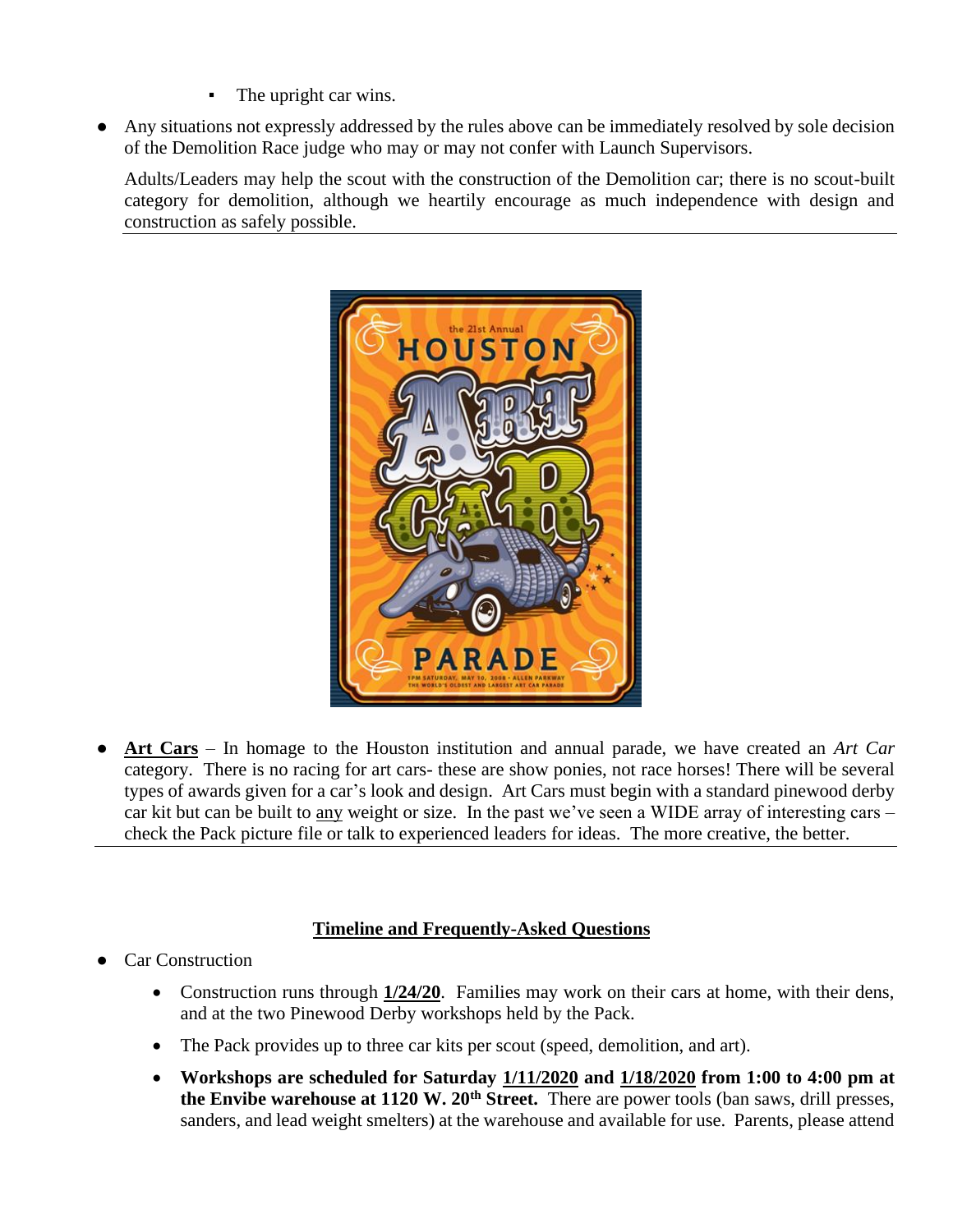- The upright car wins.

- Any situations not expressly addressed by the rules above can be immediately resolved by sole decision of the Demolition Race judge who may or may not confer with Launch Supervisors.

  Adults/Leaders may help the scout with the construction of the Demolition car; there is no scout-built category for demolition, although we heartily encourage as much independence with design and construction as safely possible.

---

- **Art Cars** – In homage to the Houston institution and annual parade, we have created an *Art Car* category. There is no racing for art cars- these are show ponies, not race horses! There will be several types of awards given for a car's look and design. Art Cars must begin with a standard pinewood derby car kit but can be built to any weight or size. In the past we've seen a WIDE array of interesting cars – check the Pack picture file or talk to experienced leaders for ideas. The more creative, the better.

---

## Timeline and Frequently-Asked Questions

- Car Construction
  - Construction runs through **1/24/20**. Families may work on their cars at home, with their dens, and at the two Pinewood Derby workshops held by the Pack.
  - The Pack provides up to three car kits per scout (speed, demolition, and art).
  - **Workshops are scheduled for Saturday 1/11/2020 and 1/18/2020 from 1:00 to 4:00 pm at the Envibe warehouse at 1120 W. 20th Street.** There are power tools (ban saws, drill presses, sanders, and lead weight smelters) at the warehouse and available for use. Parents, please attend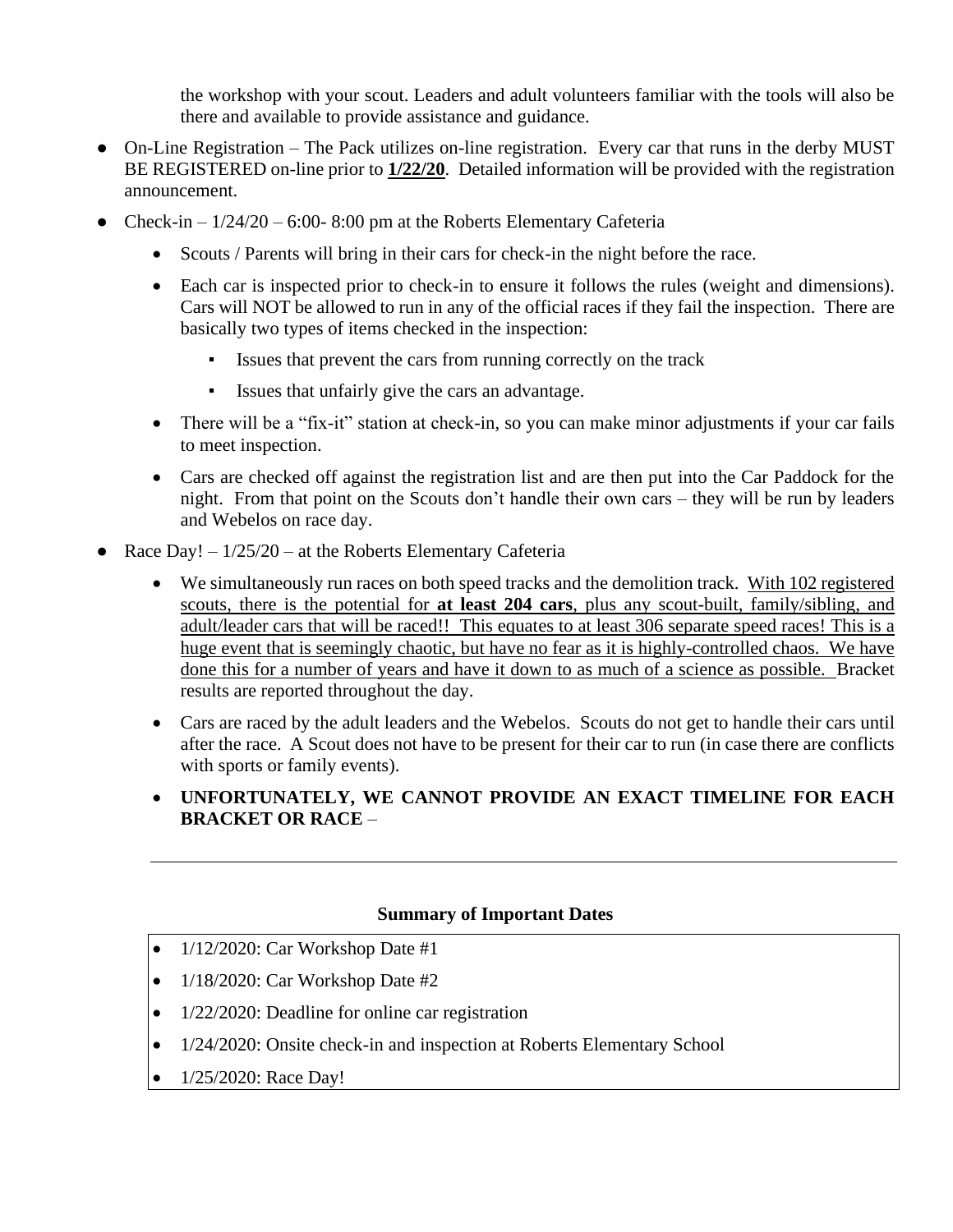the workshop with your scout. Leaders and adult volunteers familiar with the tools will also be there and available to provide assistance and guidance.

- On-Line Registration – The Pack utilizes on-line registration. Every car that runs in the derby MUST BE REGISTERED on-line prior to **1/22/20**. Detailed information will be provided with the registration announcement.
- Check-in – 1/24/20 – 6:00- 8:00 pm at the Roberts Elementary Cafeteria
  - Scouts / Parents will bring in their cars for check-in the night before the race.
  - Each car is inspected prior to check-in to ensure it follows the rules (weight and dimensions). Cars will NOT be allowed to run in any of the official races if they fail the inspection. There are basically two types of items checked in the inspection:
    - Issues that prevent the cars from running correctly on the track
    - Issues that unfairly give the cars an advantage.
  - There will be a "fix-it" station at check-in, so you can make minor adjustments if your car fails to meet inspection.
  - Cars are checked off against the registration list and are then put into the Car Paddock for the night. From that point on the Scouts don't handle their own cars – they will be run by leaders and Webelos on race day.
- Race Day! – 1/25/20 – at the Roberts Elementary Cafeteria
  - We simultaneously run races on both speed tracks and the demolition track. With 102 registered scouts, there is the potential for **at least 204 cars**, plus any scout-built, family/sibling, and adult/leader cars that will be raced!! This equates to at least 306 separate speed races! This is a huge event that is seemingly chaotic, but have no fear as it is highly-controlled chaos. We have done this for a number of years and have it down to as much of a science as possible. Bracket results are reported throughout the day.
  - Cars are raced by the adult leaders and the Webelos. Scouts do not get to handle their cars until after the race. A Scout does not have to be present for their car to run (in case there are conflicts with sports or family events).
  - **UNFORTUNATELY, WE CANNOT PROVIDE AN EXACT TIMELINE FOR EACH BRACKET OR RACE** –

---

**Summary of Important Dates**

- 1/12/2020: Car Workshop Date #1
- 1/18/2020: Car Workshop Date #2
- 1/22/2020: Deadline for online car registration
- 1/24/2020: Onsite check-in and inspection at Roberts Elementary School
- 1/25/2020: Race Day!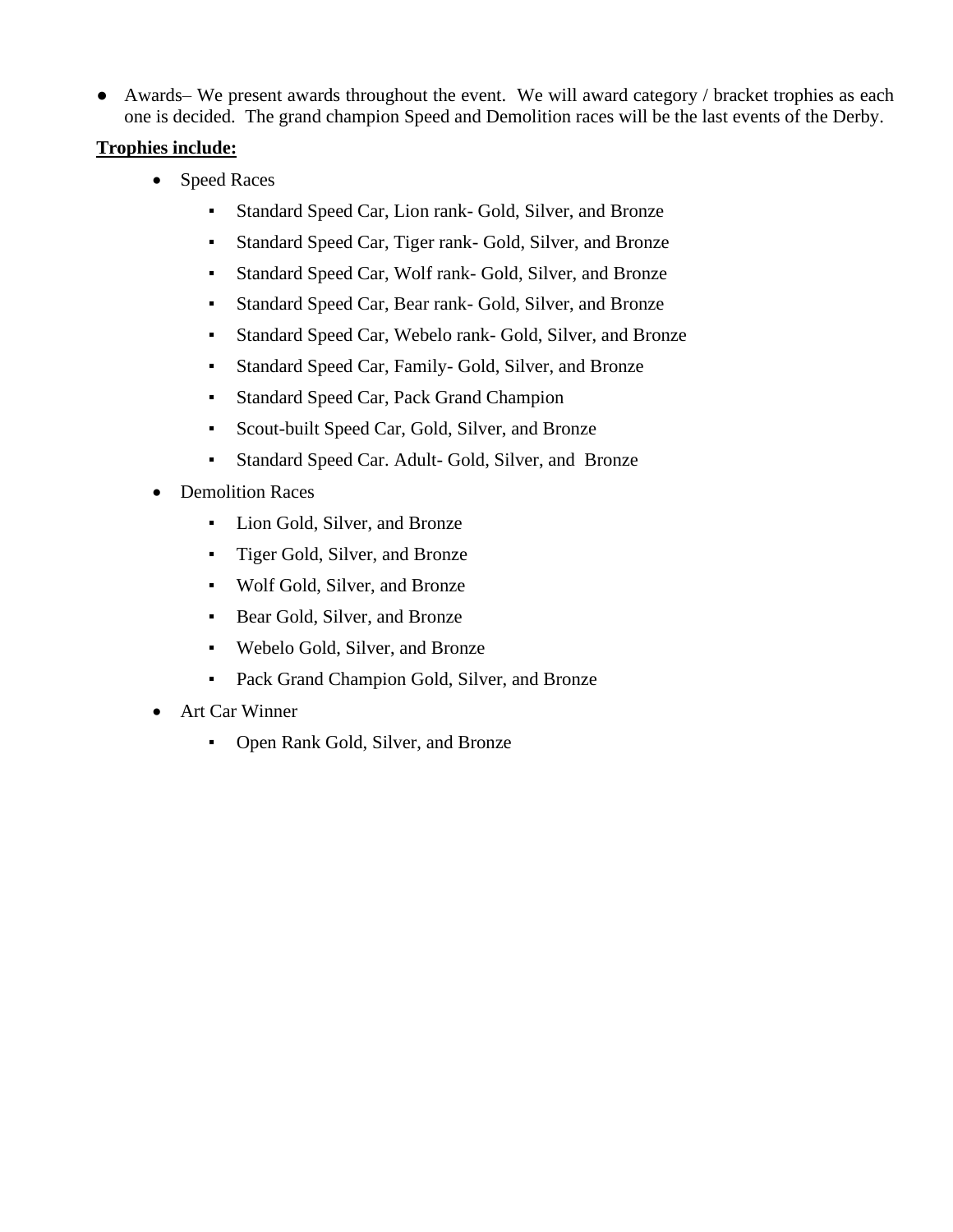- Awards– We present awards throughout the event. We will award category / bracket trophies as each one is decided. The grand champion Speed and Demolition races will be the last events of the Derby.

**Trophies include:**

- Speed Races
  - Standard Speed Car, Lion rank- Gold, Silver, and Bronze
  - Standard Speed Car, Tiger rank- Gold, Silver, and Bronze
  - Standard Speed Car, Wolf rank- Gold, Silver, and Bronze
  - Standard Speed Car, Bear rank- Gold, Silver, and Bronze
  - Standard Speed Car, Webelo rank- Gold, Silver, and Bronze
  - Standard Speed Car, Family- Gold, Silver, and Bronze
  - Standard Speed Car, Pack Grand Champion
  - Scout-built Speed Car, Gold, Silver, and Bronze
  - Standard Speed Car. Adult- Gold, Silver, and Bronze
- Demolition Races
  - Lion Gold, Silver, and Bronze
  - Tiger Gold, Silver, and Bronze
  - Wolf Gold, Silver, and Bronze
  - Bear Gold, Silver, and Bronze
  - Webelo Gold, Silver, and Bronze
  - Pack Grand Champion Gold, Silver, and Bronze
- Art Car Winner
  - Open Rank Gold, Silver, and Bronze